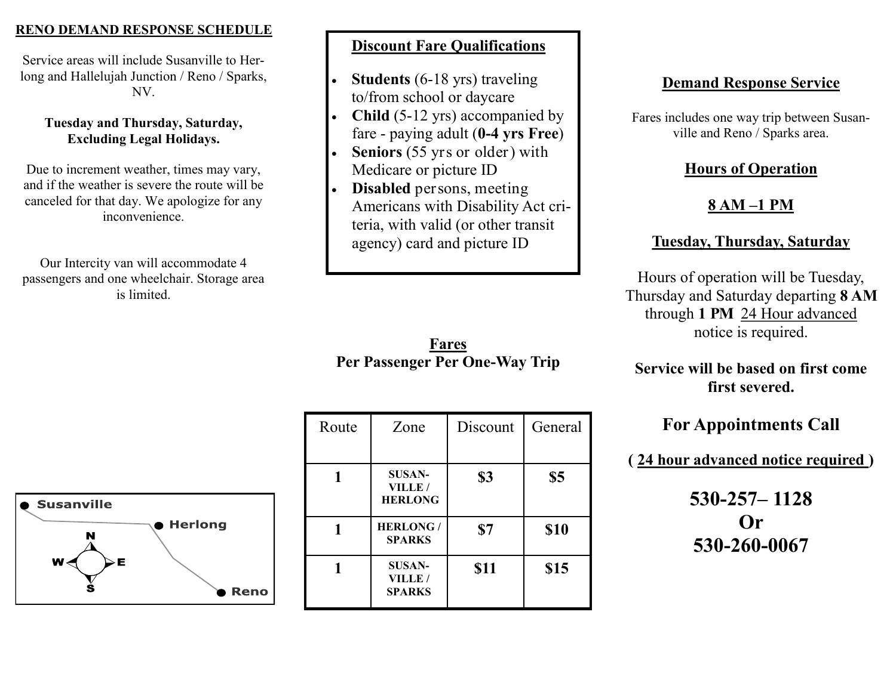## RENO DEMAND RESPONSE SCHEDULE

Service areas will include Susanville to Herlong and Hallelujah Junction / Reno / Sparks, NV.

**Tuesday and Thursday, Saturday, Excluding Legal Holidays.**

Due to increment weather, times may vary, and if the weather is severe the route will be canceled for that day. We apologize for any inconvenience.

Our Intercity van will accommodate 4 passengers and one wheelchair. Storage area is limited.

Susanville

Herlong

Reno

N

W

E

S

## Discount Fare Qualifications

- **Students** (6-18 yrs) traveling to/from school or daycare
- **Child** (5-12 yrs) accompanied by fare - paying adult (**0-4 yrs Free**)
- **Seniors** (55 yrs or older) with Medicare or picture ID
- **Disabled** persons, meeting Americans with Disability Act criteria, with valid (or other transit agency) card and picture ID

## Fares
**Per Passenger Per One-Way Trip**

| Route | Zone | Discount | General |
|---|---|---|---|
| **1** | **SUSANVILLE / HERLONG** | **$3** | **$5** |
| **1** | **HERLONG / SPARKS** | **$7** | **$10** |
| **1** | **SUSANVILLE / SPARKS** | **$11** | **$15** |

## Demand Response Service

Fares includes one way trip between Susanville and Reno / Sparks area.

## Hours of Operation

## 8 AM –1 PM

## Tuesday, Thursday, Saturday

Hours of operation will be Tuesday, Thursday and Saturday departing **8 AM** through **1 PM** 24 Hour advanced notice is required.

**Service will be based on first come first severed.**

## For Appointments Call

**( 24 hour advanced notice required )**

**530-257– 1128**
**Or**
**530-260-0067**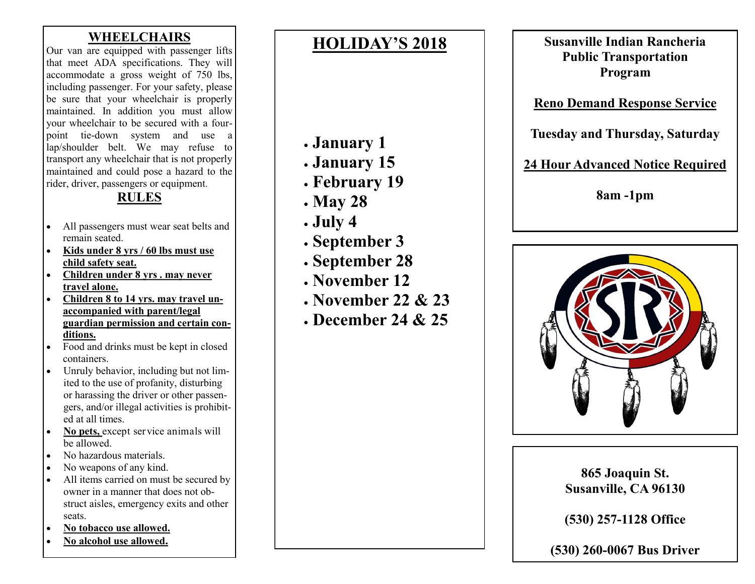## WHEELCHAIRS

Our van are equipped with passenger lifts that meet ADA specifications. They will accommodate a gross weight of 750 lbs, including passenger. For your safety, please be sure that your wheelchair is properly maintained. In addition you must allow your wheelchair to be secured with a four-point tie-down system and use a lap/shoulder belt. We may refuse to transport any wheelchair that is not properly maintained and could pose a hazard to the rider, driver, passengers or equipment.

## RULES

- All passengers must wear seat belts and remain seated.
- **Kids under 8 yrs / 60 lbs must use child safety seat.**
- **Children under 8 yrs . may never travel alone.**
- **Children 8 to 14 yrs. may travel unaccompanied with parent/legal guardian permission and certain conditions.**
- Food and drinks must be kept in closed containers.
- Unruly behavior, including but not limited to the use of profanity, disturbing or harassing the driver or other passengers, and/or illegal activities is prohibited at all times.
- **No pets,** except service animals will be allowed.
- No hazardous materials.
- No weapons of any kind.
- All items carried on must be secured by owner in a manner that does not obstruct aisles, emergency exits and other seats.
- **No tobacco use allowed.**
- **No alcohol use allowed.**

## HOLIDAY'S 2018

- **January 1**
- **January 15**
- **February 19**
- **May 28**
- **July 4**
- **September 3**
- **September 28**
- **November 12**
- **November 22 & 23**
- **December 24 & 25**

**Susanville Indian Rancheria Public Transportation Program**

**Reno Demand Response Service**

**Tuesday and Thursday, Saturday**

**24 Hour Advanced Notice Required**

**8am -1pm**

**865 Joaquin St.**
**Susanville, CA 96130**

**(530) 257-1128 Office**

**(530) 260-0067 Bus Driver**